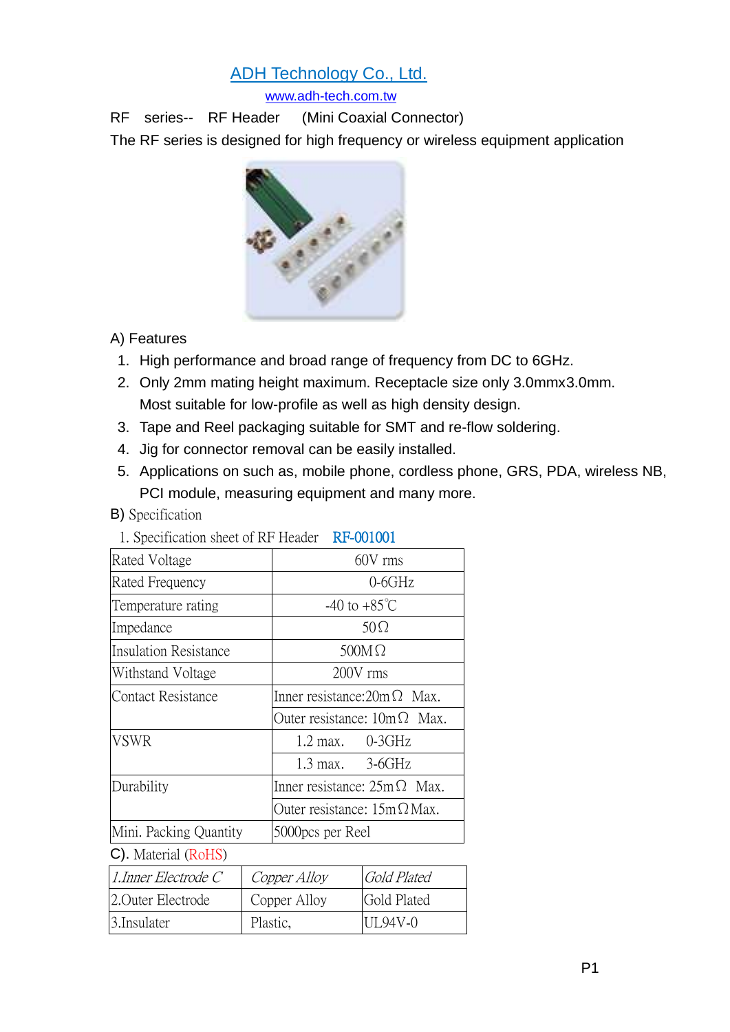# ADH Technology Co., Ltd.

www.adh-tech.com.tw

RF series-- RF Header (Mini Coaxial Connector)

The RF series is designed for high frequency or wireless equipment application

A) Features

1. High performance and broad range of frequency from DC to 6GHz.
2. Only 2mm mating height maximum. Receptacle size only 3.0mmx3.0mm. Most suitable for low-profile as well as high density design.
3. Tape and Reel packaging suitable for SMT and re-flow soldering.
4. Jig for connector removal can be easily installed.
5. Applications on such as, mobile phone, cordless phone, GRS, PDA, wireless NB, PCI module, measuring equipment and many more.

B) Specification

1. Specification sheet of RF Header RF-001001

| | |
|---|---|
| Rated Voltage | 60V rms |
| Rated Frequency | 0-6GHz |
| Temperature rating | -40 to +85℃ |
| Impedance | 50Ω |
| Insulation Resistance | 500MΩ |
| Withstand Voltage | 200V rms |
| Contact Resistance | Inner resistance:20mΩ Max. |
| | Outer resistance: 10mΩ Max. |
| VSWR | 1.2 max. 0-3GHz |
| | 1.3 max. 3-6GHz |
| Durability | Inner resistance: 25mΩ Max. |
| | Outer resistance: 15mΩ Max. |
| Mini. Packing Quantity | 5000pcs per Reel |

C). Material (RoHS)

| | | |
|---|---|---|
| *1.Inner Electrode C* | *Copper Alloy* | *Gold Plated* |
| 2.Outer Electrode | Copper Alloy | Gold Plated |
| 3.Insulater | Plastic, | UL94V-0 |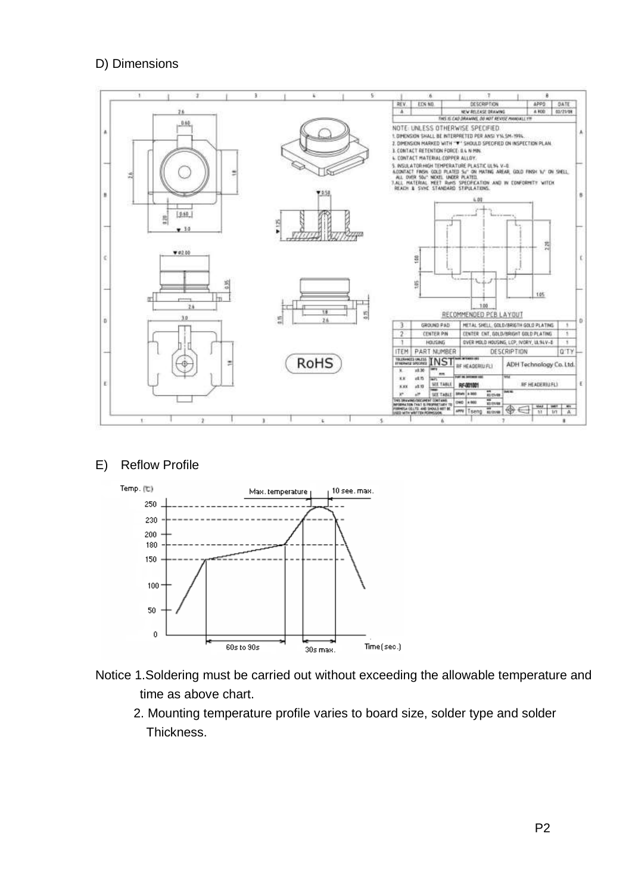D) Dimensions

E) Reflow Profile

Notice 1.Soldering must be carried out without exceeding the allowable temperature and time as above chart.

2. Mounting temperature profile varies to board size, solder type and solder Thickness.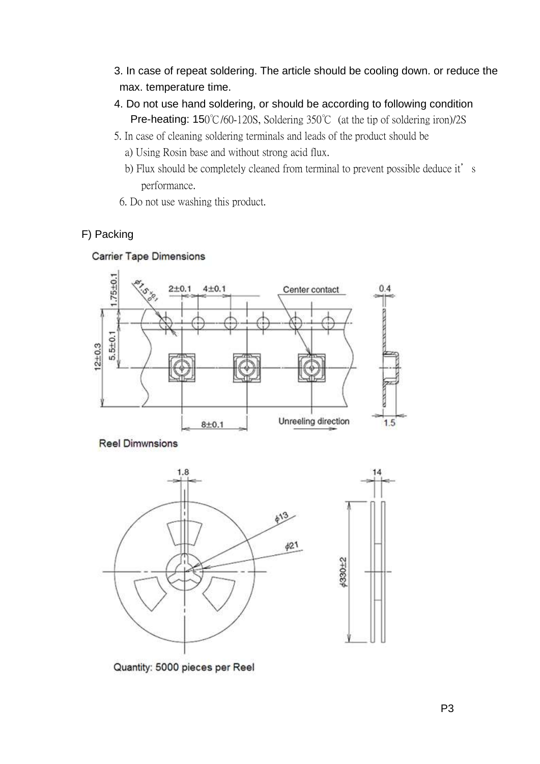3. In case of repeat soldering. The article should be cooling down. or reduce the max. temperature time.
4. Do not use hand soldering, or should be according to following condition
   Pre-heating: 150℃/60-120S, Soldering 350℃ (at the tip of soldering iron)/2S
5. In case of cleaning soldering terminals and leads of the product should be
   a) Using Rosin base and without strong acid flux.
   b) Flux should be completely cleaned from terminal to prevent possible deduce it's performance.
6. Do not use washing this product.

F) Packing

Carrier Tape Dimensions

1.75±0.1 | $\phi 1.5^{+0.1}_{0}$ | 2±0.1 | 4±0.1 | Center contact | 0.4 | 12±0.3 | 5.5±0.1 | 8±0.1 | Unreeling direction | 1.5

Reel Dimwnsions

1.8 | $\phi 13$ | $\phi 21$ | 14 | $\phi 330\pm2$

Quantity: 5000 pieces per Reel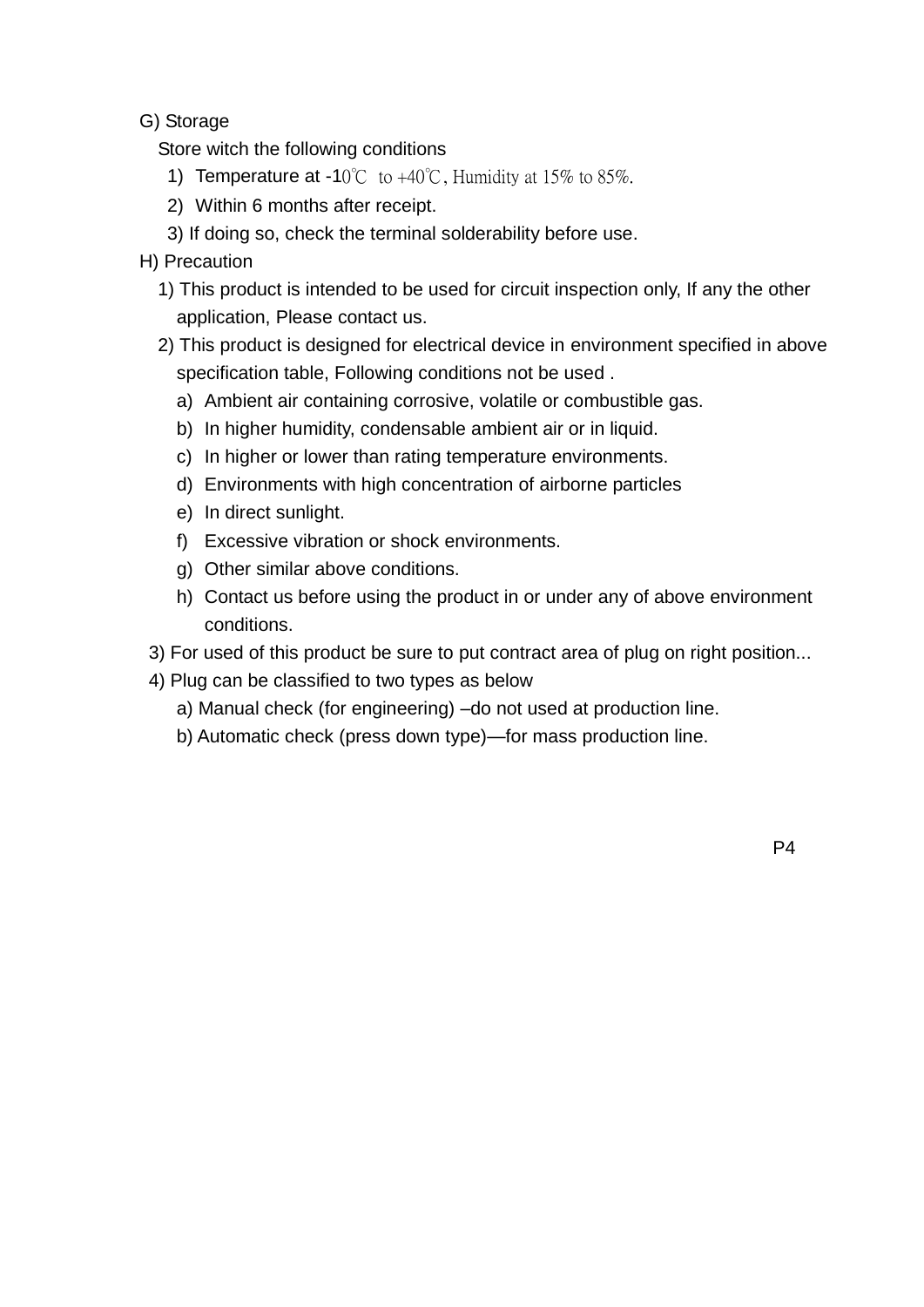G) Storage

Store witch the following conditions

1) Temperature at -10℃ to +40℃, Humidity at 15% to 85%.
2) Within 6 months after receipt.
3) If doing so, check the terminal solderability before use.

H) Precaution

1) This product is intended to be used for circuit inspection only, If any the other application, Please contact us.
2) This product is designed for electrical device in environment specified in above specification table, Following conditions not be used .
   a) Ambient air containing corrosive, volatile or combustible gas.
   b) In higher humidity, condensable ambient air or in liquid.
   c) In higher or lower than rating temperature environments.
   d) Environments with high concentration of airborne particles
   e) In direct sunlight.
   f) Excessive vibration or shock environments.
   g) Other similar above conditions.
   h) Contact us before using the product in or under any of above environment conditions.
3) For used of this product be sure to put contract area of plug on right position...
4) Plug can be classified to two types as below
   a) Manual check (for engineering) –do not used at production line.
   b) Automatic check (press down type)—for mass production line.